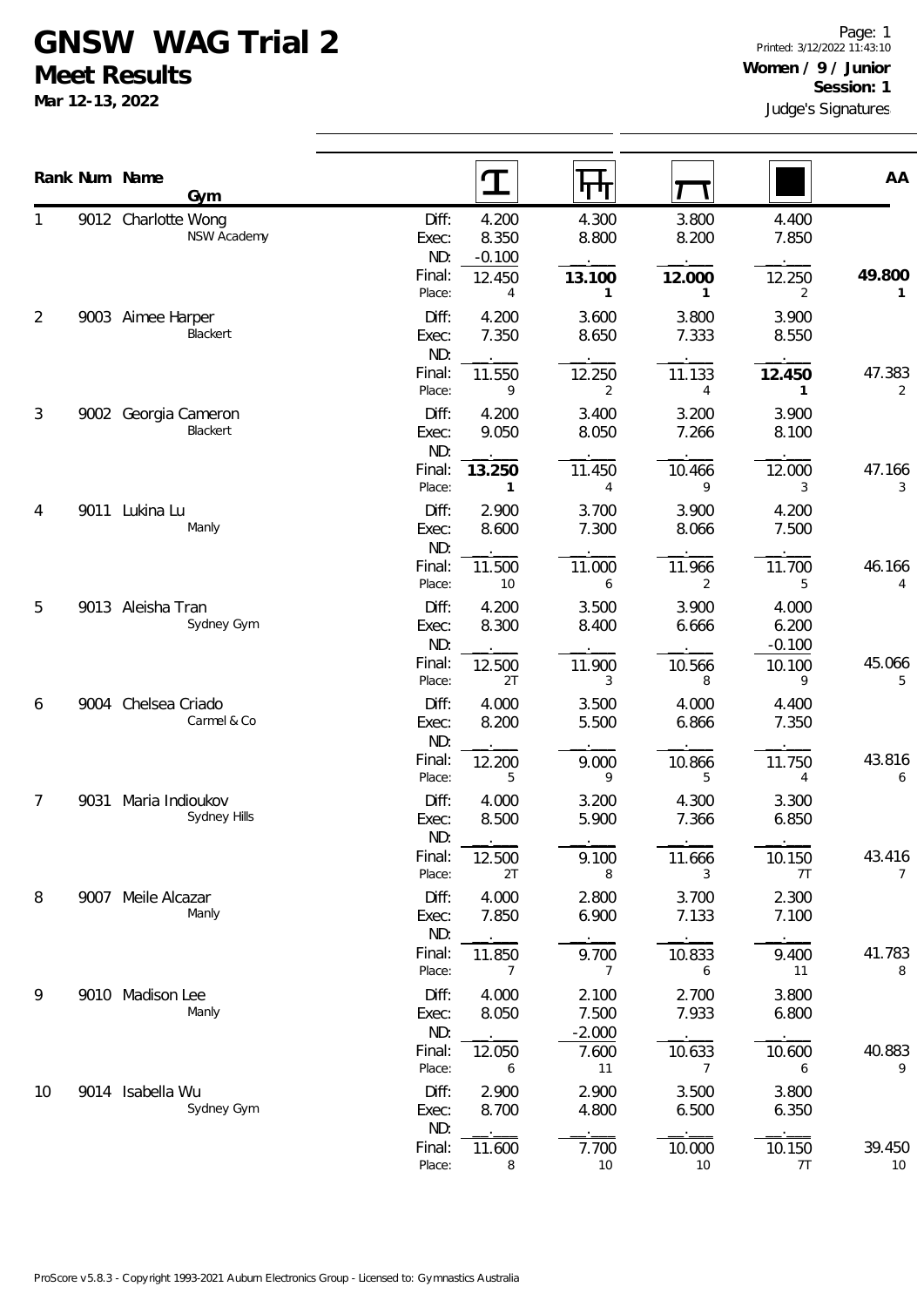# GNSW WAG Trial 2

## Meet Results

**Mar 12-13, 2022**

Printed: 3/12/2022 11:43:10

**Women / 9 / Junior**

**Session: 1**

Judge's Signatures

| Rank | Num | Name / Gym | | Vault | Bars | Beam | Floor | AA |
|---|---|---|---|---|---|---|---|---|
| 1 | 9012 | Charlotte Wong<br>NSW Academy | Diff: | 4.200 | 4.300 | 3.800 | 4.400 | |
| | | | Exec: | 8.350 | 8.800 | 8.200 | 7.850 | |
| | | | ND: | -0.100 | . | . | . | |
| | | | Final: | 12.450 | **13.100** | **12.000** | 12.250 | **49.800** |
| | | | Place: | 4 | **1** | **1** | 2 | **1** |
| 2 | 9003 | Aimee Harper<br>Blackert | Diff: | 4.200 | 3.600 | 3.800 | 3.900 | |
| | | | Exec: | 7.350 | 8.650 | 7.333 | 8.550 | |
| | | | ND: | . | . | . | . | |
| | | | Final: | 11.550 | 12.250 | 11.133 | **12.450** | 47.383 |
| | | | Place: | 9 | 2 | 4 | **1** | 2 |
| 3 | 9002 | Georgia Cameron<br>Blackert | Diff: | 4.200 | 3.400 | 3.200 | 3.900 | |
| | | | Exec: | 9.050 | 8.050 | 7.266 | 8.100 | |
| | | | ND: | . | . | . | . | |
| | | | Final: | **13.250** | 11.450 | 10.466 | 12.000 | 47.166 |
| | | | Place: | **1** | 4 | 9 | 3 | 3 |
| 4 | 9011 | Lukina Lu<br>Manly | Diff: | 2.900 | 3.700 | 3.900 | 4.200 | |
| | | | Exec: | 8.600 | 7.300 | 8.066 | 7.500 | |
| | | | ND: | . | . | . | . | |
| | | | Final: | 11.500 | 11.000 | 11.966 | 11.700 | 46.166 |
| | | | Place: | 10 | 6 | 2 | 5 | 4 |
| 5 | 9013 | Aleisha Tran<br>Sydney Gym | Diff: | 4.200 | 3.500 | 3.900 | 4.000 | |
| | | | Exec: | 8.300 | 8.400 | 6.666 | 6.200 | |
| | | | ND: | . | . | . | -0.100 | |
| | | | Final: | 12.500 | 11.900 | 10.566 | 10.100 | 45.066 |
| | | | Place: | 2T | 3 | 8 | 9 | 5 |
| 6 | 9004 | Chelsea Criado<br>Carmel & Co | Diff: | 4.000 | 3.500 | 4.000 | 4.400 | |
| | | | Exec: | 8.200 | 5.500 | 6.866 | 7.350 | |
| | | | ND: | . | . | . | . | |
| | | | Final: | 12.200 | 9.000 | 10.866 | 11.750 | 43.816 |
| | | | Place: | 5 | 9 | 5 | 4 | 6 |
| 7 | 9031 | Maria Indioukov<br>Sydney Hills | Diff: | 4.000 | 3.200 | 4.300 | 3.300 | |
| | | | Exec: | 8.500 | 5.900 | 7.366 | 6.850 | |
| | | | ND: | . | . | . | . | |
| | | | Final: | 12.500 | 9.100 | 11.666 | 10.150 | 43.416 |
| | | | Place: | 2T | 8 | 3 | 7T | 7 |
| 8 | 9007 | Meile Alcazar<br>Manly | Diff: | 4.000 | 2.800 | 3.700 | 2.300 | |
| | | | Exec: | 7.850 | 6.900 | 7.133 | 7.100 | |
| | | | ND: | . | . | . | . | |
| | | | Final: | 11.850 | 9.700 | 10.833 | 9.400 | 41.783 |
| | | | Place: | 7 | 7 | 6 | 11 | 8 |
| 9 | 9010 | Madison Lee<br>Manly | Diff: | 4.000 | 2.100 | 2.700 | 3.800 | |
| | | | Exec: | 8.050 | 7.500 | 7.933 | 6.800 | |
| | | | ND: | . | -2.000 | . | . | |
| | | | Final: | 12.050 | 7.600 | 10.633 | 10.600 | 40.883 |
| | | | Place: | 6 | 11 | 7 | 6 | 9 |
| 10 | 9014 | Isabella Wu<br>Sydney Gym | Diff: | 2.900 | 2.900 | 3.500 | 3.800 | |
| | | | Exec: | 8.700 | 4.800 | 6.500 | 6.350 | |
| | | | ND: | . | . | . | . | |
| | | | Final: | 11.600 | 7.700 | 10.000 | 10.150 | 39.450 |
| | | | Place: | 8 | 10 | 10 | 7T | 10 |

ProScore v5.8.3 - Copyright 1993-2021 Auburn Electronics Group - Licensed to: Gymnastics Australia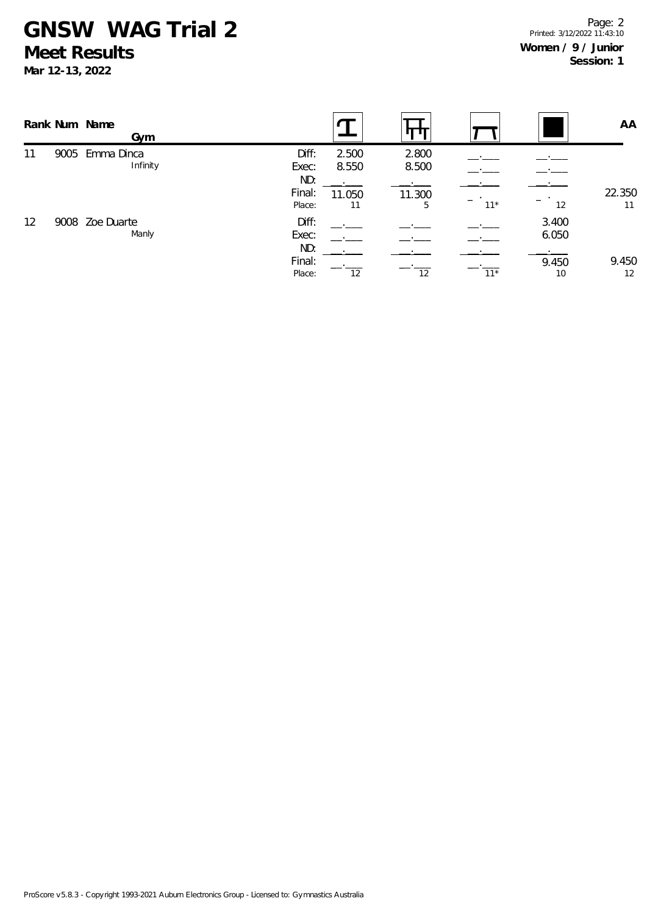# GNSW WAG Trial 2

## Meet Results

**Mar 12-13, 2022**

**Women / 9 / Junior**
**Session: 1**

| Rank | Num | Name / Gym | | Vault | Bars | Beam | Floor | AA |
|---|---|---|---|---|---|---|---|---|
| 11 | 9005 | Emma Dinca | Diff: | 2.500 | 2.800 | __.___ | __.___ | |
| | | Infinity | Exec: | 8.550 | 8.500 | __.___ | __.___ | |
| | | | ND: | __.___ | __.___ | __.___ | __.___ | |
| | | | Final: | 11.050 | 11.300 | _ . | _ . | 22.350 |
| | | | Place: | 11 | 5 | 11* | 12 | 11 |
| 12 | 9008 | Zoe Duarte | Diff: | __.___ | __.___ | __.___ | 3.400 | |
| | | Manly | Exec: | __.___ | __.___ | __.___ | 6.050 | |
| | | | ND: | __.___ | __.___ | __.___ | __.___ | |
| | | | Final: | __.___ | __.___ | __.___ | 9.450 | 9.450 |
| | | | Place: | 12 | 12 | 11* | 10 | 12 |